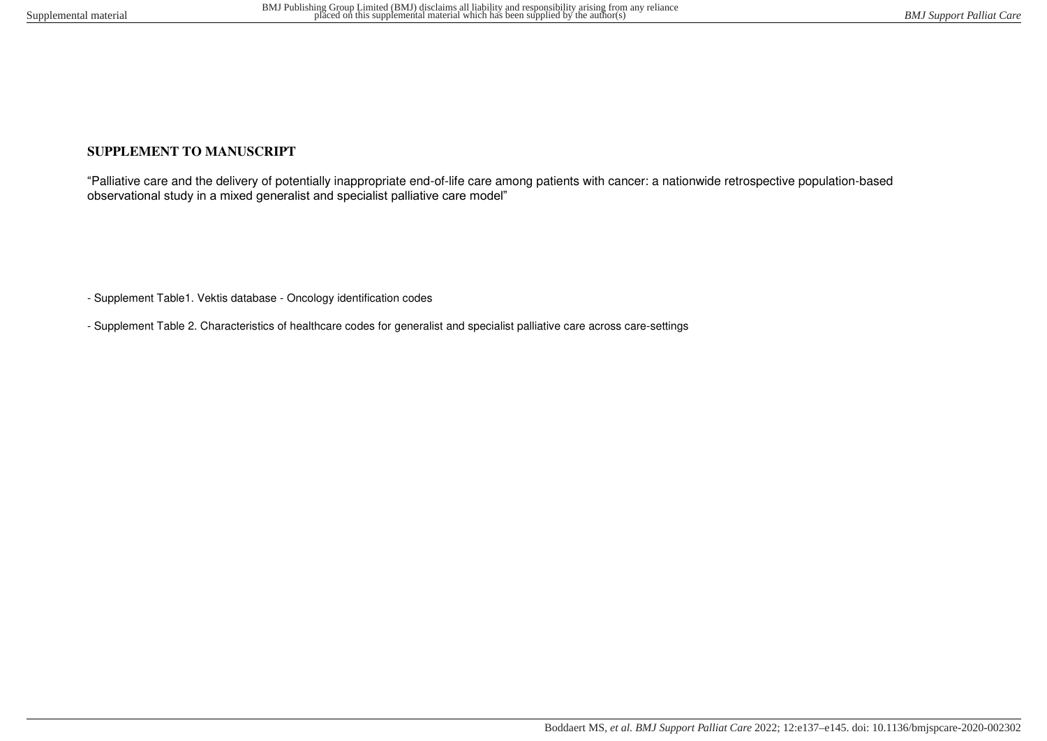## SUPPLEMENT TO MANUSCRIPT

"Palliative care and the delivery of potentially inappropriate end-of-life care among patients with cancer: a nationwide retrospective population-based observational study in a mixed generalist and specialist palliative care model"

- Supplement Table1. Vektis database - Oncology identification codes

- Supplement Table 2. Characteristics of healthcare codes for generalist and specialist palliative care across care-settings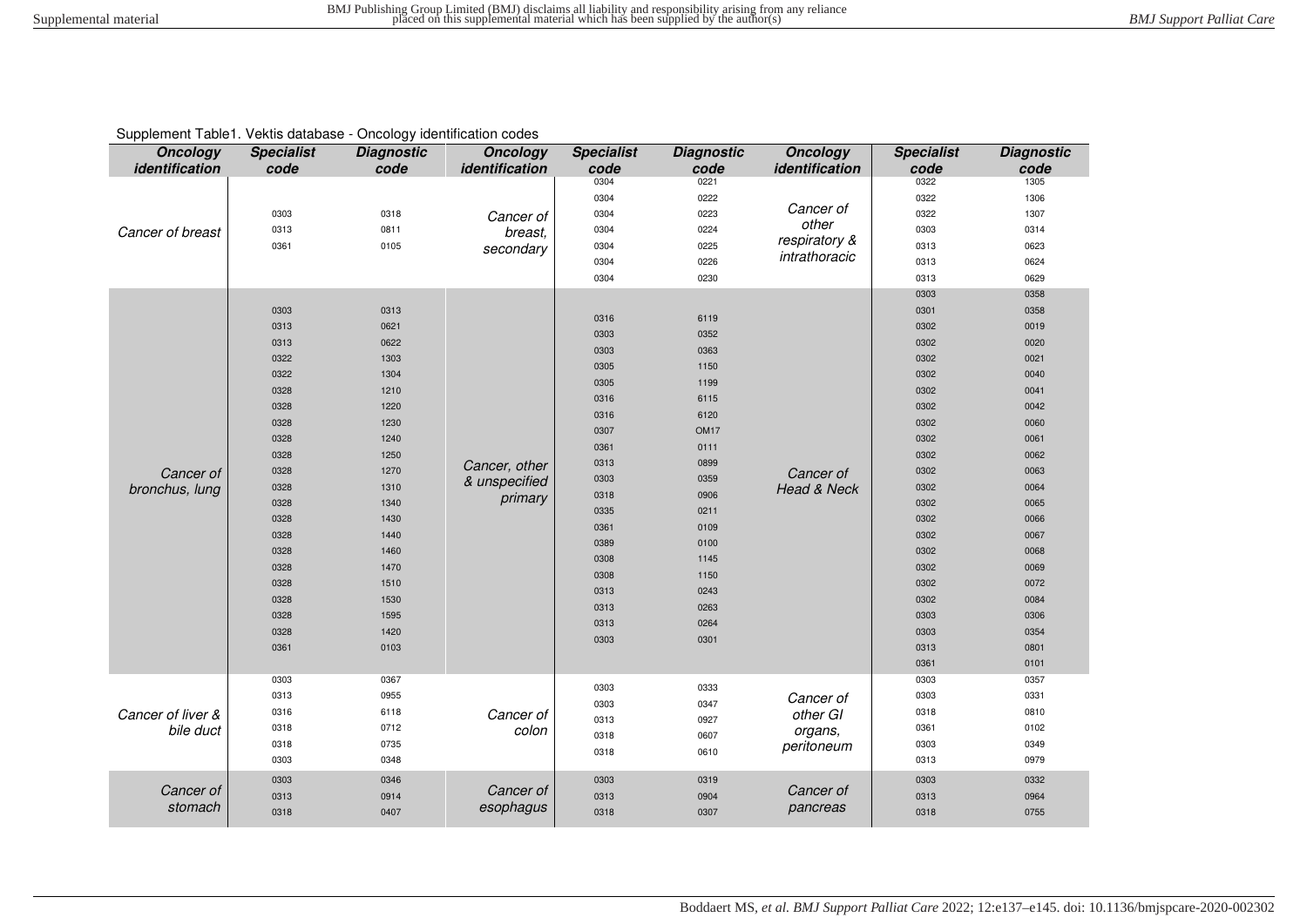Supplement Table1. Vektis database - Oncology identification codes

| *Oncology identification* | *Specialist code* | *Diagnostic code* | *Oncology identification* | *Specialist code* | *Diagnostic code* | *Oncology identification* | *Specialist code* | *Diagnostic code* |
|---|---|---|---|---|---|---|---|---|
| *Cancer of breast* | 0303 | 0318 | *Cancer of breast, secondary* | 0304 | 0221 | *Cancer of other respiratory & intrathoracic* | 0322 | 1305 |
| | 0313 | 0811 | | 0304 | 0222 | | 0322 | 1306 |
| | 0361 | 0105 | | 0304 | 0223 | | 0322 | 1307 |
| | | | | 0304 | 0224 | | 0303 | 0314 |
| | | | | 0304 | 0225 | | 0313 | 0623 |
| | | | | 0304 | 0226 | | 0313 | 0624 |
| | | | | 0304 | 0230 | | 0313 | 0629 |
| *Cancer of bronchus, lung* | 0303 | 0313 | *Cancer, other & unspecified primary* | 0316 | 6119 | *Cancer of Head & Neck* | 0303 | 0358 |
| | 0313 | 0621 | | 0303 | 0352 | | 0301 | 0358 |
| | 0313 | 0622 | | 0303 | 0363 | | 0302 | 0019 |
| | 0322 | 1303 | | 0305 | 1150 | | 0302 | 0020 |
| | 0322 | 1304 | | 0305 | 1199 | | 0302 | 0021 |
| | 0328 | 1210 | | 0316 | 6115 | | 0302 | 0040 |
| | 0328 | 1220 | | 0316 | 6120 | | 0302 | 0041 |
| | 0328 | 1230 | | 0307 | OM17 | | 0302 | 0042 |
| | 0328 | 1240 | | 0361 | 0111 | | 0302 | 0060 |
| | 0328 | 1250 | | 0313 | 0899 | | 0302 | 0061 |
| | 0328 | 1270 | | 0303 | 0359 | | 0302 | 0062 |
| | 0328 | 1310 | | 0318 | 0906 | | 0302 | 0063 |
| | 0328 | 1340 | | 0335 | 0211 | | 0302 | 0064 |
| | 0328 | 1430 | | 0361 | 0109 | | 0302 | 0065 |
| | 0328 | 1440 | | 0389 | 0100 | | 0302 | 0066 |
| | 0328 | 1460 | | 0308 | 1145 | | 0302 | 0067 |
| | 0328 | 1470 | | 0308 | 1150 | | 0302 | 0068 |
| | 0328 | 1510 | | 0313 | 0243 | | 0302 | 0069 |
| | 0328 | 1530 | | 0313 | 0263 | | 0302 | 0072 |
| | 0328 | 1595 | | 0313 | 0264 | | 0302 | 0084 |
| | 0328 | 1420 | | 0303 | 0301 | | 0303 | 0306 |
| | 0361 | 0103 | | | | | 0303 | 0354 |
| | | | | | | | 0313 | 0801 |
| | | | | | | | 0361 | 0101 |
| *Cancer of liver & bile duct* | 0303 | 0367 | *Cancer of colon* | 0303 | 0333 | *Cancer of other GI organs, peritoneum* | 0303 | 0357 |
| | 0313 | 0955 | | 0303 | 0347 | | 0303 | 0331 |
| | 0316 | 6118 | | 0313 | 0927 | | 0318 | 0810 |
| | 0318 | 0712 | | 0318 | 0607 | | 0361 | 0102 |
| | 0318 | 0735 | | 0318 | 0610 | | 0303 | 0349 |
| | 0303 | 0348 | | | | | 0313 | 0979 |
| *Cancer of stomach* | 0303 | 0346 | *Cancer of esophagus* | 0303 | 0319 | *Cancer of pancreas* | 0303 | 0332 |
| | 0313 | 0914 | | 0313 | 0904 | | 0313 | 0964 |
| | 0318 | 0407 | | 0318 | 0307 | | 0318 | 0755 |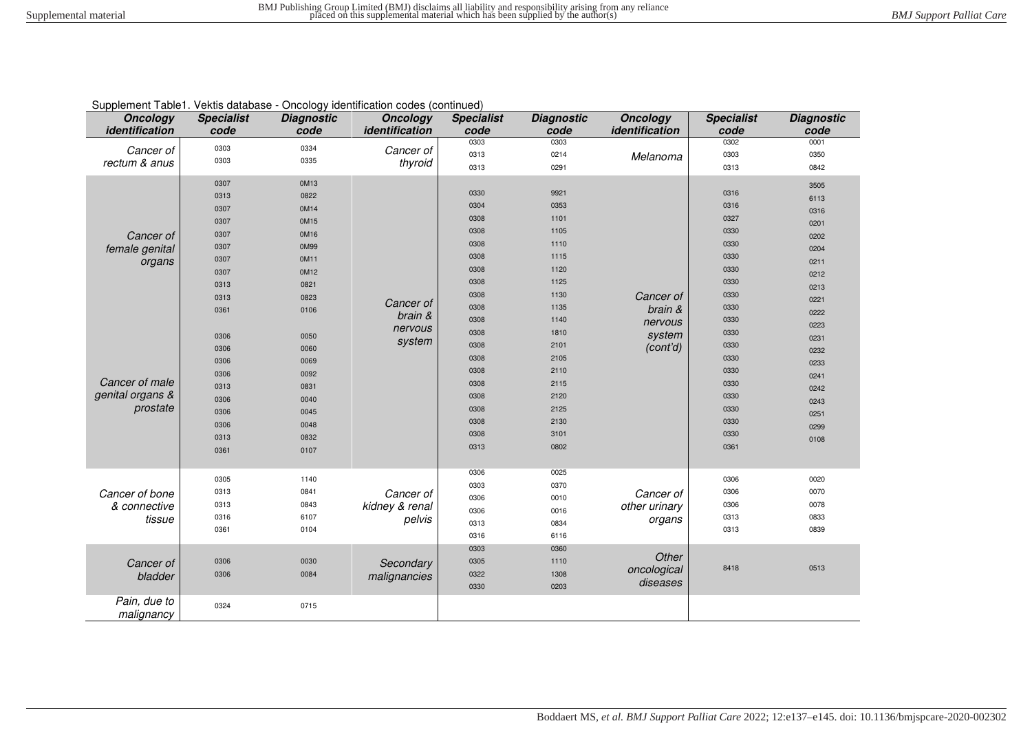Supplement Table1. Vektis database - Oncology identification codes (continued)

| Oncology identification | Specialist code | Diagnostic code | Oncology identification | Specialist code | Diagnostic code | Oncology identification | Specialist code | Diagnostic code |
|---|---|---|---|---|---|---|---|---|
| Cancer of rectum & anus | 0303 | 0334 | Cancer of thyroid | 0303 | 0303 | Melanoma | 0302 | 0001 |
| | 0303 | 0335 | | 0313 | 0214 | | 0303 | 0350 |
| | | | | 0313 | 0291 | | 0313 | 0842 |
| Cancer of female genital organs | 0307 | 0M13 | Cancer of brain & nervous system | 0330 | 9921 | Cancer of brain & nervous system (cont'd) | 0316 | 3505 |
| | 0313 | 0822 | | 0304 | 0353 | | 0316 | 6113 |
| | 0307 | 0M14 | | 0308 | 1101 | | 0327 | 0316 |
| | 0307 | 0M15 | | 0308 | 1105 | | 0330 | 0201 |
| | 0307 | 0M16 | | 0308 | 1110 | | 0330 | 0202 |
| | 0307 | 0M99 | | 0308 | 1115 | | 0330 | 0204 |
| | 0307 | 0M11 | | 0308 | 1120 | | 0330 | 0211 |
| | 0307 | 0M12 | | 0308 | 1125 | | 0330 | 0212 |
| | 0313 | 0821 | | 0308 | 1130 | | 0330 | 0213 |
| | 0313 | 0823 | | 0308 | 1135 | | 0330 | 0221 |
| | 0361 | 0106 | | 0308 | 1140 | | 0330 | 0222 |
| Cancer of male genital organs & prostate | 0306 | 0050 | | 0308 | 1810 | | 0330 | 0223 |
| | 0306 | 0060 | | 0308 | 2101 | | 0330 | 0231 |
| | 0306 | 0069 | | 0308 | 2105 | | 0330 | 0232 |
| | 0306 | 0092 | | 0308 | 2110 | | 0330 | 0233 |
| | 0313 | 0831 | | 0308 | 2115 | | 0330 | 0241 |
| | 0306 | 0040 | | 0308 | 2120 | | 0330 | 0242 |
| | 0306 | 0045 | | 0308 | 2125 | | 0330 | 0243 |
| | 0306 | 0048 | | 0308 | 2130 | | 0330 | 0251 |
| | 0313 | 0832 | | 0308 | 3101 | | 0330 | 0299 |
| | 0361 | 0107 | | 0313 | 0802 | | 0361 | 0108 |
| Cancer of bone & connective tissue | 0305 | 1140 | Cancer of kidney & renal pelvis | 0306 | 0025 | Cancer of other urinary organs | 0306 | 0020 |
| | 0313 | 0841 | | 0303 | 0370 | | 0306 | 0070 |
| | 0313 | 0843 | | 0306 | 0010 | | 0306 | 0078 |
| | 0316 | 6107 | | 0306 | 0016 | | 0313 | 0833 |
| | 0361 | 0104 | | 0313 | 0834 | | 0313 | 0839 |
| | | | | 0316 | 6116 | | | |
| Cancer of bladder | 0306 | 0030 | Secondary malignancies | 0303 | 0360 | Other oncological diseases | 8418 | 0513 |
| | 0306 | 0084 | | 0305 | 1110 | | | |
| | | | | 0322 | 1308 | | | |
| | | | | 0330 | 0203 | | | |
| Pain, due to malignancy | 0324 | 0715 | | | | | | |

Boddaert MS, *et al. BMJ Support Palliat Care* 2022; 12:e137–e145. doi: 10.1136/bmjspcare-2020-002302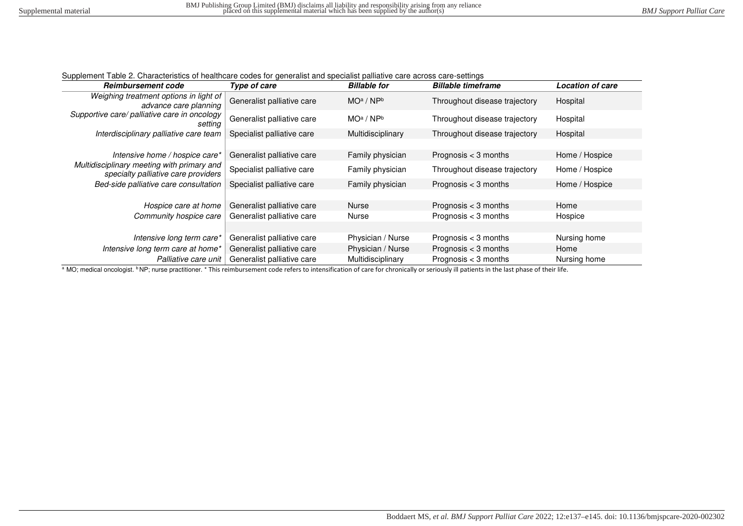Supplement Table 2. Characteristics of healthcare codes for generalist and specialist palliative care across care-settings

| ***Reimbursement code*** | ***Type of care*** | ***Billable for*** | ***Billable timeframe*** | ***Location of care*** |
|---|---|---|---|---|
| *Weighing treatment options in light of advance care planning* | Generalist palliative care | MO[a] / NP[b] | Throughout disease trajectory | Hospital |
| *Supportive care/ palliative care in oncology setting* | Generalist palliative care | MO[a] / NP[b] | Throughout disease trajectory | Hospital |
| *Interdisciplinary palliative care team* | Specialist palliative care | Multidisciplinary | Throughout disease trajectory | Hospital |
| | | | | |
| *Intensive home / hospice care** | Generalist palliative care | Family physician | Prognosis < 3 months | Home / Hospice |
| *Multidisciplinary meeting with primary and specialty palliative care providers* | Specialist palliative care | Family physician | Throughout disease trajectory | Home / Hospice |
| *Bed-side palliative care consultation* | Specialist palliative care | Family physician | Prognosis < 3 months | Home / Hospice |
| | | | | |
| *Hospice care at home* | Generalist palliative care | Nurse | Prognosis < 3 months | Home |
| *Community hospice care* | Generalist palliative care | Nurse | Prognosis < 3 months | Hospice |
| | | | | |
| *Intensive long term care** | Generalist palliative care | Physician / Nurse | Prognosis < 3 months | Nursing home |
| *Intensive long term care at home** | Generalist palliative care | Physician / Nurse | Prognosis < 3 months | Home |
| *Palliative care unit* | Generalist palliative care | Multidisciplinary | Prognosis < 3 months | Nursing home |

[a] MO; medical oncologist. [b] NP; nurse practitioner. * This reimbursement code refers to intensification of care for chronically or seriously ill patients in the last phase of their life.